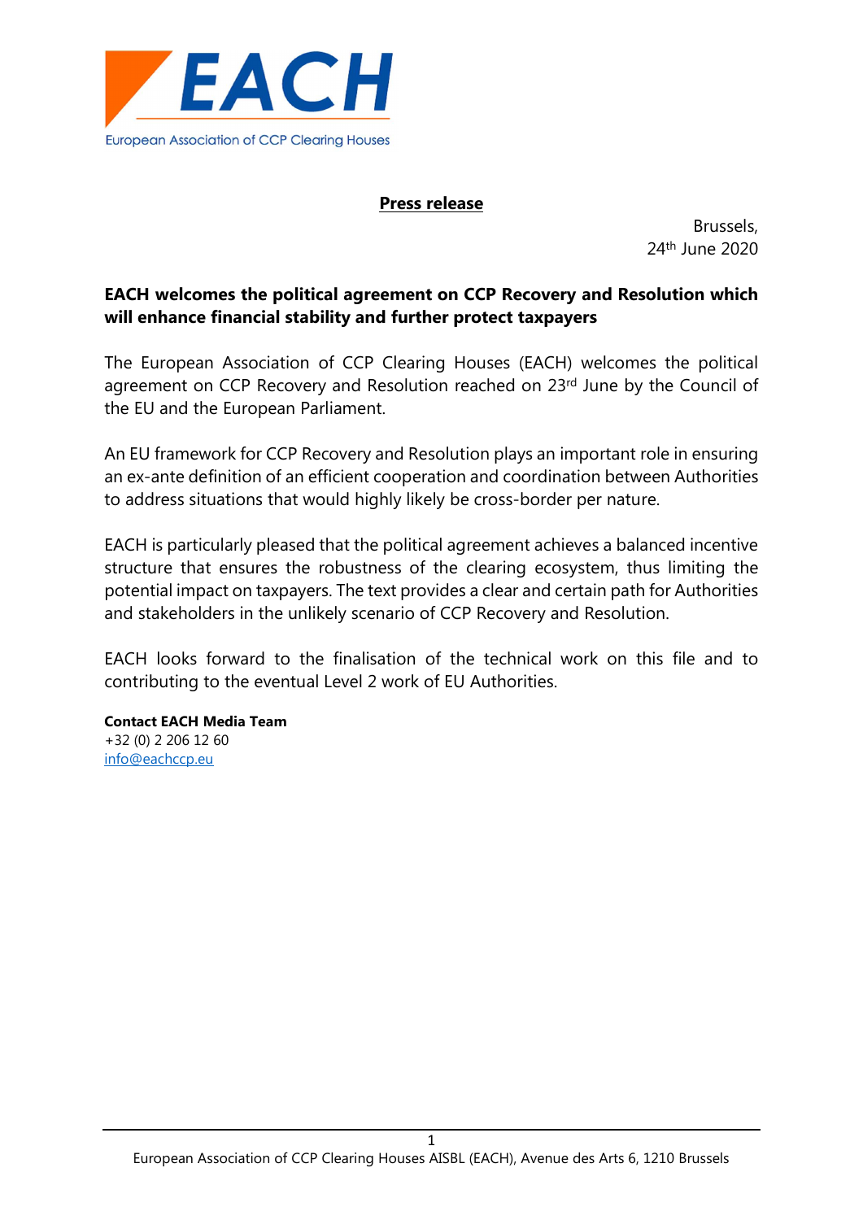EACH

European Association of CCP Clearing Houses

**Press release**

Brussels,
24th June 2020

**EACH welcomes the political agreement on CCP Recovery and Resolution which will enhance financial stability and further protect taxpayers**

The European Association of CCP Clearing Houses (EACH) welcomes the political agreement on CCP Recovery and Resolution reached on 23rd June by the Council of the EU and the European Parliament.

An EU framework for CCP Recovery and Resolution plays an important role in ensuring an ex-ante definition of an efficient cooperation and coordination between Authorities to address situations that would highly likely be cross-border per nature.

EACH is particularly pleased that the political agreement achieves a balanced incentive structure that ensures the robustness of the clearing ecosystem, thus limiting the potential impact on taxpayers. The text provides a clear and certain path for Authorities and stakeholders in the unlikely scenario of CCP Recovery and Resolution.

EACH looks forward to the finalisation of the technical work on this file and to contributing to the eventual Level 2 work of EU Authorities.

**Contact EACH Media Team**
+32 (0) 2 206 12 60
info@eachccp.eu

European Association of CCP Clearing Houses AISBL (EACH), Avenue des Arts 6, 1210 Brussels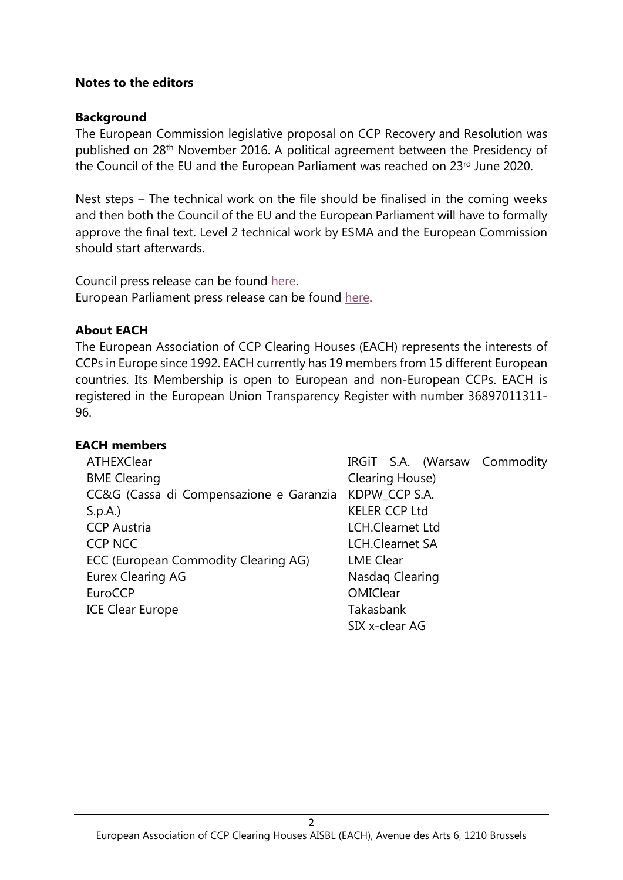**Notes to the editors**

**Background**

The European Commission legislative proposal on CCP Recovery and Resolution was published on 28th November 2016. A political agreement between the Presidency of the Council of the EU and the European Parliament was reached on 23rd June 2020.

Nest steps – The technical work on the file should be finalised in the coming weeks and then both the Council of the EU and the European Parliament will have to formally approve the final text. Level 2 technical work by ESMA and the European Commission should start afterwards.

Council press release can be found here.
European Parliament press release can be found here.

**About EACH**

The European Association of CCP Clearing Houses (EACH) represents the interests of CCPs in Europe since 1992. EACH currently has 19 members from 15 different European countries. Its Membership is open to European and non-European CCPs. EACH is registered in the European Union Transparency Register with number 36897011311-96.

**EACH members**

- ATHEXClear
- BME Clearing
- CC&G (Cassa di Compensazione e Garanzia S.p.A.)
- CCP Austria
- CCP NCC
- ECC (European Commodity Clearing AG)
- Eurex Clearing AG
- EuroCCP
- ICE Clear Europe
- IRGiT S.A. (Warsaw Commodity Clearing House)
- KDPW_CCP S.A.
- KELER CCP Ltd
- LCH.Clearnet Ltd
- LCH.Clearnet SA
- LME Clear
- Nasdaq Clearing
- OMIClear
- Takasbank
- SIX x-clear AG

European Association of CCP Clearing Houses AISBL (EACH), Avenue des Arts 6, 1210 Brussels